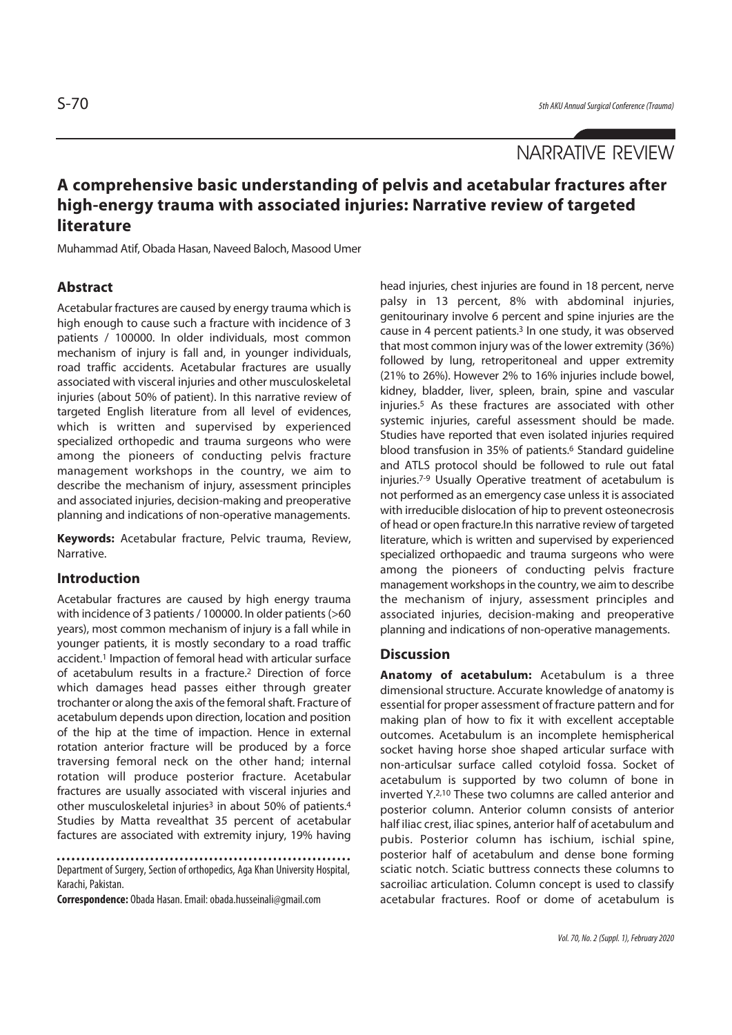NARRATIVE REVIEW

# A comprehensive basic understanding of pelvis and acetabular fractures after high-energy trauma with associated injuries: Narrative review of targeted literature

Muhammad Atif, Obada Hasan, Naveed Baloch, Masood Umer

## Abstract

Acetabular fractures are caused by energy trauma which is high enough to cause such a fracture with incidence of 3 patients / 100000. In older individuals, most common mechanism of injury is fall and, in younger individuals, road traffic accidents. Acetabular fractures are usually associated with visceral injuries and other musculoskeletal injuries (about 50% of patient). In this narrative review of targeted English literature from all level of evidences, which is written and supervised by experienced specialized orthopedic and trauma surgeons who were among the pioneers of conducting pelvis fracture management workshops in the country, we aim to describe the mechanism of injury, assessment principles and associated injuries, decision-making and preoperative planning and indications of non-operative managements.

**Keywords:** Acetabular fracture, Pelvic trauma, Review, Narrative.

## Introduction

Acetabular fractures are caused by high energy trauma with incidence of 3 patients / 100000. In older patients (>60 years), most common mechanism of injury is a fall while in younger patients, it is mostly secondary to a road traffic accident.[1] Impaction of femoral head with articular surface of acetabulum results in a fracture.[2] Direction of force which damages head passes either through greater trochanter or along the axis of the femoral shaft. Fracture of acetabulum depends upon direction, location and position of the hip at the time of impaction. Hence in external rotation anterior fracture will be produced by a force traversing femoral neck on the other hand; internal rotation will produce posterior fracture. Acetabular fractures are usually associated with visceral injuries and other musculoskeletal injuries[3] in about 50% of patients.[4] Studies by Matta revealthat 35 percent of acetabular factures are associated with extremity injury, 19% having head injuries, chest injuries are found in 18 percent, nerve palsy in 13 percent, 8% with abdominal injuries, genitourinary involve 6 percent and spine injuries are the cause in 4 percent patients.[3] In one study, it was observed that most common injury was of the lower extremity (36%) followed by lung, retroperitoneal and upper extremity (21% to 26%). However 2% to 16% injuries include bowel, kidney, bladder, liver, spleen, brain, spine and vascular injuries.[5] As these fractures are associated with other systemic injuries, careful assessment should be made. Studies have reported that even isolated injuries required blood transfusion in 35% of patients.[6] Standard guideline and ATLS protocol should be followed to rule out fatal injuries.[7-9] Usually Operative treatment of acetabulum is not performed as an emergency case unless it is associated with irreducible dislocation of hip to prevent osteonecrosis of head or open fracture.In this narrative review of targeted literature, which is written and supervised by experienced specialized orthopaedic and trauma surgeons who were among the pioneers of conducting pelvis fracture management workshops in the country, we aim to describe the mechanism of injury, assessment principles and associated injuries, decision-making and preoperative planning and indications of non-operative managements.

## Discussion

**Anatomy of acetabulum:** Acetabulum is a three dimensional structure. Accurate knowledge of anatomy is essential for proper assessment of fracture pattern and for making plan of how to fix it with excellent acceptable outcomes. Acetabulum is an incomplete hemispherical socket having horse shoe shaped articular surface with non-articulsar surface called cotyloid fossa. Socket of acetabulum is supported by two column of bone in inverted Y.[2,10] These two columns are called anterior and posterior column. Anterior column consists of anterior half iliac crest, iliac spines, anterior half of acetabulum and pubis. Posterior column has ischium, ischial spine, posterior half of acetabulum and dense bone forming sciatic notch. Sciatic buttress connects these columns to sacroiliac articulation. Column concept is used to classify acetabular fractures. Roof or dome of acetabulum is

Department of Surgery, Section of orthopedics, Aga Khan University Hospital, Karachi, Pakistan.

**Correspondence:** Obada Hasan. Email: obada.husseinali@gmail.com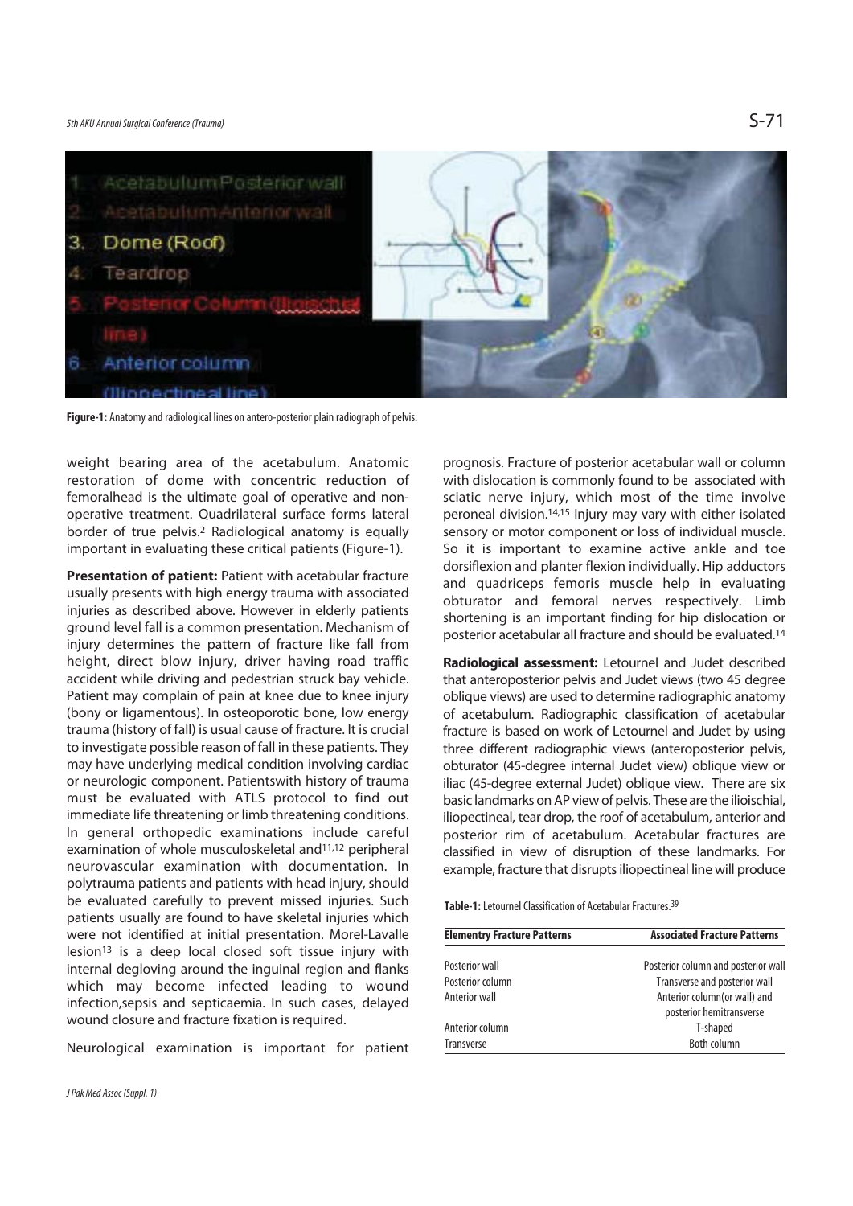Figure-1: Anatomy and radiological lines on antero-posterior plain radiograph of pelvis.

weight bearing area of the acetabulum. Anatomic restoration of dome with concentric reduction of femoralhead is the ultimate goal of operative and non-operative treatment. Quadrilateral surface forms lateral border of true pelvis.[2] Radiological anatomy is equally important in evaluating these critical patients (Figure-1).

**Presentation of patient:** Patient with acetabular fracture usually presents with high energy trauma with associated injuries as described above. However in elderly patients ground level fall is a common presentation. Mechanism of injury determines the pattern of fracture like fall from height, direct blow injury, driver having road traffic accident while driving and pedestrian struck bay vehicle. Patient may complain of pain at knee due to knee injury (bony or ligamentous). In osteoporotic bone, low energy trauma (history of fall) is usual cause of fracture. It is crucial to investigate possible reason of fall in these patients. They may have underlying medical condition involving cardiac or neurologic component. Patientswith history of trauma must be evaluated with ATLS protocol to find out immediate life threatening or limb threatening conditions. In general orthopedic examinations include careful examination of whole musculoskeletal and[11,12] peripheral neurovascular examination with documentation. In polytrauma patients and patients with head injury, should be evaluated carefully to prevent missed injuries. Such patients usually are found to have skeletal injuries which were not identified at initial presentation. Morel-Lavalle lesion[13] is a deep local closed soft tissue injury with internal degloving around the inguinal region and flanks which may become infected leading to wound infection,sepsis and septicaemia. In such cases, delayed wound closure and fracture fixation is required.

Neurological examination is important for patient prognosis. Fracture of posterior acetabular wall or column with dislocation is commonly found to be associated with sciatic nerve injury, which most of the time involve peroneal division.[14,15] Injury may vary with either isolated sensory or motor component or loss of individual muscle. So it is important to examine active ankle and toe dorsiflexion and planter flexion individually. Hip adductors and quadriceps femoris muscle help in evaluating obturator and femoral nerves respectively. Limb shortening is an important finding for hip dislocation or posterior acetabular all fracture and should be evaluated.[14]

**Radiological assessment:** Letournel and Judet described that anteroposterior pelvis and Judet views (two 45 degree oblique views) are used to determine radiographic anatomy of acetabulum. Radiographic classification of acetabular fracture is based on work of Letournel and Judet by using three different radiographic views (anteroposterior pelvis, obturator (45-degree internal Judet view) oblique view or iliac (45-degree external Judet) oblique view. There are six basic landmarks on AP view of pelvis. These are the ilioischial, iliopectineal, tear drop, the roof of acetabulum, anterior and posterior rim of acetabulum. Acetabular fractures are classified in view of disruption of these landmarks. For example, fracture that disrupts iliopectineal line will produce

**Table-1:** Letournel Classification of Acetabular Fractures.[39]

| Elementry Fracture Patterns | Associated Fracture Patterns |
|---|---|
| Posterior wall | Posterior column and posterior wall |
| Posterior column | Transverse and posterior wall |
| Anterior wall | Anterior column(or wall) and posterior hemitransverse |
| Anterior column | T-shaped |
| Transverse | Both column |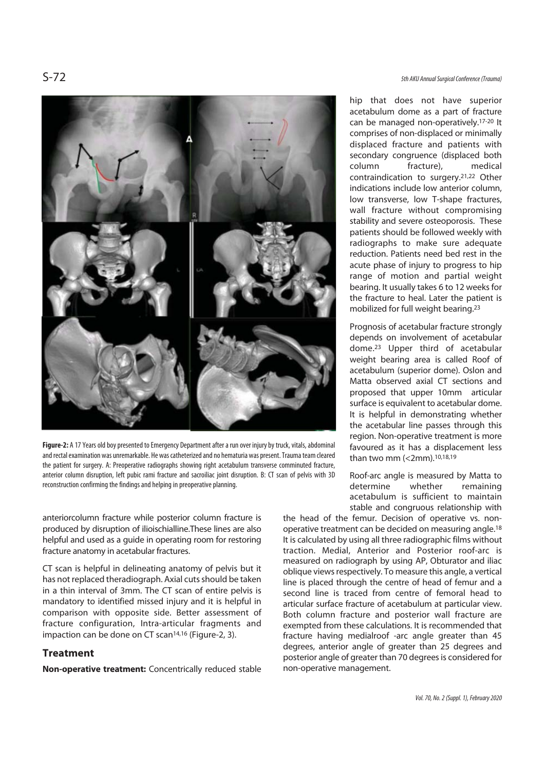**Figure-2:** A 17 Years old boy presented to Emergency Department after a run over injury by truck, vitals, abdominal and rectal examination was unremarkable. He was catheterized and no hematuria was present. Trauma team cleared the patient for surgery. A: Preoperative radiographs showing right acetabulum transverse comminuted fracture, anterior column disruption, left pubic rami fracture and sacroiliac joint disruption. B: CT scan of pelvis with 3D reconstruction confirming the findings and helping in preoperative planning.

anteriorcolumn fracture while posterior column fracture is produced by disruption of ilioischialline.These lines are also helpful and used as a guide in operating room for restoring fracture anatomy in acetabular fractures.

CT scan is helpful in delineating anatomy of pelvis but it has not replaced theradiograph. Axial cuts should be taken in a thin interval of 3mm. The CT scan of entire pelvis is mandatory to identified missed injury and it is helpful in comparison with opposite side. Better assessment of fracture configuration, Intra-articular fragments and impaction can be done on CT scan[14,16] (Figure-2, 3).

## Treatment

**Non-operative treatment:** Concentrically reduced stable hip that does not have superior acetabulum dome as a part of fracture can be managed non-operatively.[17-20] It comprises of non-displaced or minimally displaced fracture and patients with secondary congruence (displaced both column fracture), medical contraindication to surgery.[21,22] Other indications include low anterior column, low transverse, low T-shape fractures, wall fracture without compromising stability and severe osteoporosis. These patients should be followed weekly with radiographs to make sure adequate reduction. Patients need bed rest in the acute phase of injury to progress to hip range of motion and partial weight bearing. It usually takes 6 to 12 weeks for the fracture to heal. Later the patient is mobilized for full weight bearing.[23]

Prognosis of acetabular fracture strongly depends on involvement of acetabular dome.[23] Upper third of acetabular weight bearing area is called Roof of acetabulum (superior dome). Oslon and Matta observed axial CT sections and proposed that upper 10mm articular surface is equivalent to acetabular dome. It is helpful in demonstrating whether the acetabular line passes through this region. Non-operative treatment is more favoured as it has a displacement less than two mm (<2mm).[10,18,19]

Roof-arc angle is measured by Matta to determine whether remaining acetabulum is sufficient to maintain stable and congruous relationship with the head of the femur. Decision of operative vs. non-operative treatment can be decided on measuring angle.[18] It is calculated by using all three radiographic films without traction. Medial, Anterior and Posterior roof-arc is measured on radiograph by using AP, Obturator and iliac oblique views respectively. To measure this angle, a vertical line is placed through the centre of head of femur and a second line is traced from centre of femoral head to articular surface fracture of acetabulum at particular view. Both column fracture and posterior wall fracture are exempted from these calculations. It is recommended that fracture having medialroof -arc angle greater than 45 degrees, anterior angle of greater than 25 degrees and posterior angle of greater than 70 degrees is considered for non-operative management.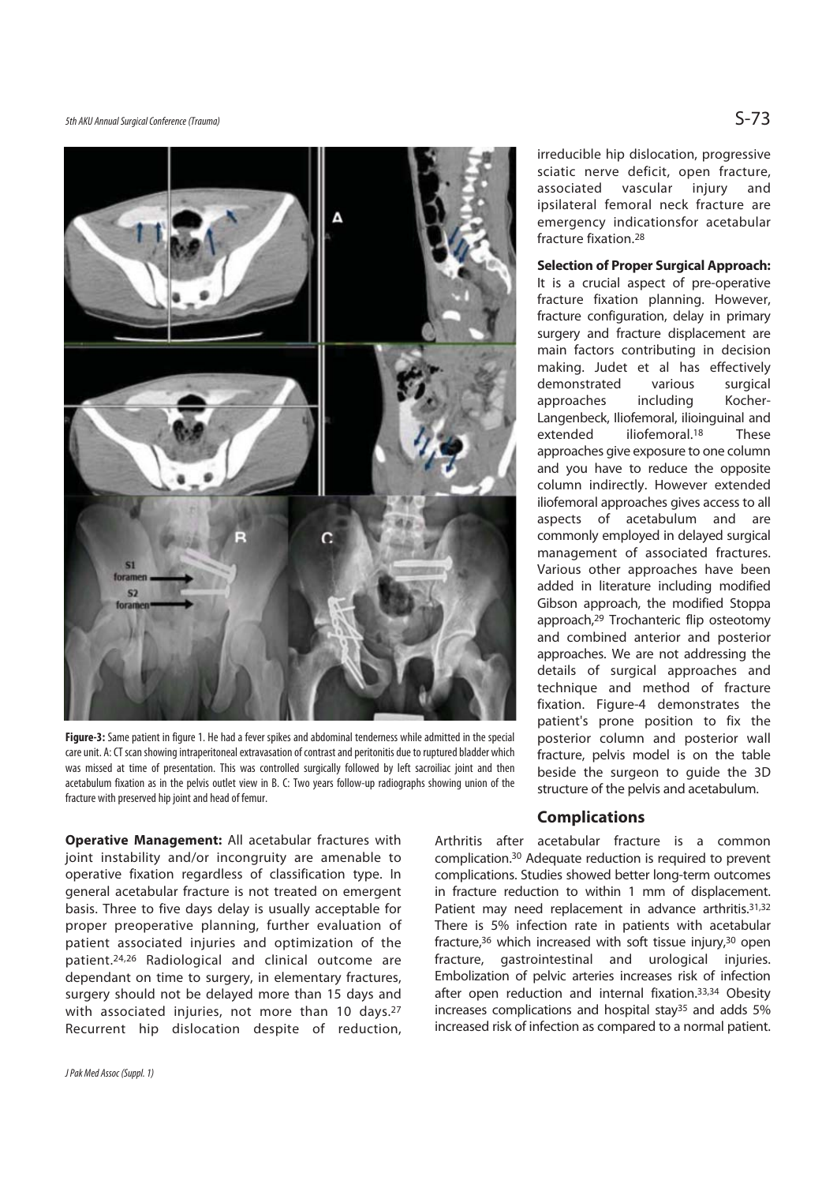**Figure-3:** Same patient in figure 1. He had a fever spikes and abdominal tenderness while admitted in the special care unit. A: CT scan showing intraperitoneal extravasation of contrast and peritonitis due to ruptured bladder which was missed at time of presentation. This was controlled surgically followed by left sacroiliac joint and then acetabulum fixation as in the pelvis outlet view in B. C: Two years follow-up radiographs showing union of the fracture with preserved hip joint and head of femur.

**Operative Management:** All acetabular fractures with joint instability and/or incongruity are amenable to operative fixation regardless of classification type. In general acetabular fracture is not treated on emergent basis. Three to five days delay is usually acceptable for proper preoperative planning, further evaluation of patient associated injuries and optimization of the patient.[24,26] Radiological and clinical outcome are dependant on time to surgery, in elementary fractures, surgery should not be delayed more than 15 days and with associated injuries, not more than 10 days.[27] Recurrent hip dislocation despite of reduction, irreducible hip dislocation, progressive sciatic nerve deficit, open fracture, associated vascular injury and ipsilateral femoral neck fracture are emergency indicationsfor acetabular fracture fixation.[28]

**Selection of Proper Surgical Approach:** It is a crucial aspect of pre-operative fracture fixation planning. However, fracture configuration, delay in primary surgery and fracture displacement are main factors contributing in decision making. Judet et al has effectively demonstrated various surgical approaches including Kocher-Langenbeck, Iliofemoral, ilioinguinal and extended iliofemoral.[18] These approaches give exposure to one column and you have to reduce the opposite column indirectly. However extended iliofemoral approaches gives access to all aspects of acetabulum and are commonly employed in delayed surgical management of associated fractures. Various other approaches have been added in literature including modified Gibson approach, the modified Stoppa approach,[29] Trochanteric flip osteotomy and combined anterior and posterior approaches. We are not addressing the details of surgical approaches and technique and method of fracture fixation. Figure-4 demonstrates the patient's prone position to fix the posterior column and posterior wall fracture, pelvis model is on the table beside the surgeon to guide the 3D structure of the pelvis and acetabulum.

## Complications

Arthritis after acetabular fracture is a common complication.[30] Adequate reduction is required to prevent complications. Studies showed better long-term outcomes in fracture reduction to within 1 mm of displacement. Patient may need replacement in advance arthritis.[31,32] There is 5% infection rate in patients with acetabular fracture,[36] which increased with soft tissue injury,[30] open fracture, gastrointestinal and urological injuries. Embolization of pelvic arteries increases risk of infection after open reduction and internal fixation.[33,34] Obesity increases complications and hospital stay[35] and adds 5% increased risk of infection as compared to a normal patient.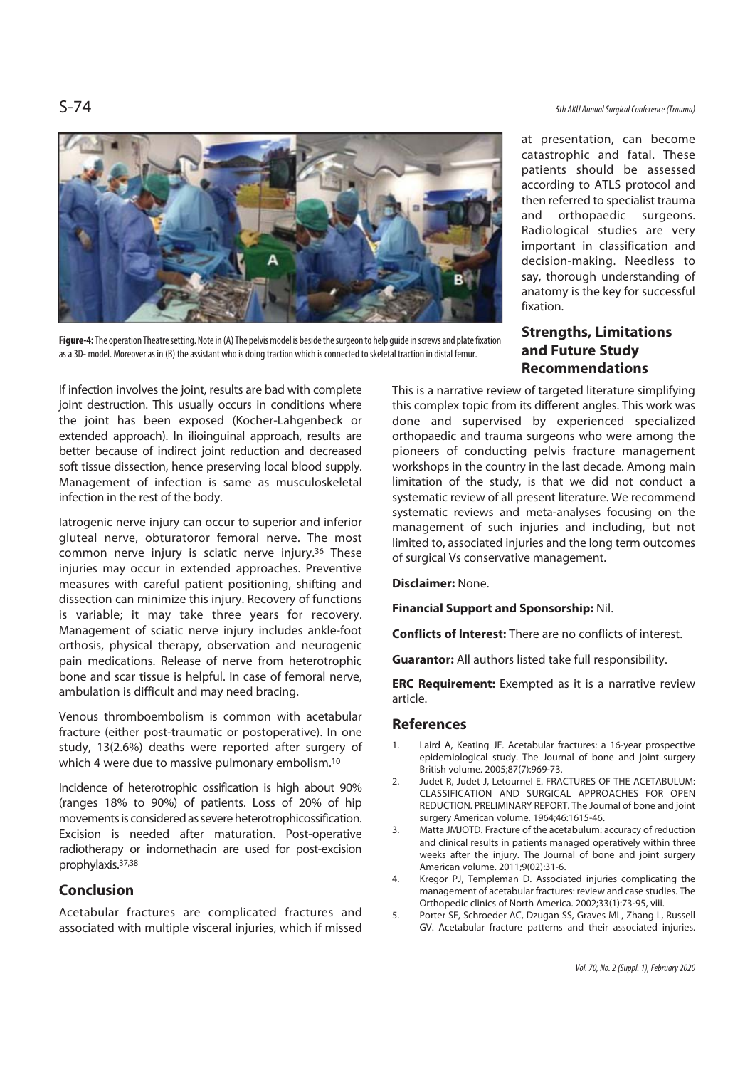**Figure-4:** The operation Theatre setting. Note in (A) The pelvis model is beside the surgeon to help guide in screws and plate fixation as a 3D- model. Moreover as in (B) the assistant who is doing traction which is connected to skeletal traction in distal femur.

If infection involves the joint, results are bad with complete joint destruction. This usually occurs in conditions where the joint has been exposed (Kocher-Lahgenbeck or extended approach). In ilioinguinal approach, results are better because of indirect joint reduction and decreased soft tissue dissection, hence preserving local blood supply. Management of infection is same as musculoskeletal infection in the rest of the body.

Iatrogenic nerve injury can occur to superior and inferior gluteal nerve, obturatoror femoral nerve. The most common nerve injury is sciatic nerve injury.[36] These injuries may occur in extended approaches. Preventive measures with careful patient positioning, shifting and dissection can minimize this injury. Recovery of functions is variable; it may take three years for recovery. Management of sciatic nerve injury includes ankle-foot orthosis, physical therapy, observation and neurogenic pain medications. Release of nerve from heterotrophic bone and scar tissue is helpful. In case of femoral nerve, ambulation is difficult and may need bracing.

Venous thromboembolism is common with acetabular fracture (either post-traumatic or postoperative). In one study, 13(2.6%) deaths were reported after surgery of which 4 were due to massive pulmonary embolism.[10]

Incidence of heterotrophic ossification is high about 90% (ranges 18% to 90%) of patients. Loss of 20% of hip movements is considered as severe heterotrophicossification. Excision is needed after maturation. Post-operative radiotherapy or indomethacin are used for post-excision prophylaxis.[37,38]

## Conclusion

Acetabular fractures are complicated fractures and associated with multiple visceral injuries, which if missed at presentation, can become catastrophic and fatal. These patients should be assessed according to ATLS protocol and then referred to specialist trauma and orthopaedic surgeons. Radiological studies are very important in classification and decision-making. Needless to say, thorough understanding of anatomy is the key for successful fixation.

## Strengths, Limitations and Future Study Recommendations

This is a narrative review of targeted literature simplifying this complex topic from its different angles. This work was done and supervised by experienced specialized orthopaedic and trauma surgeons who were among the pioneers of conducting pelvis fracture management workshops in the country in the last decade. Among main limitation of the study, is that we did not conduct a systematic review of all present literature. We recommend systematic reviews and meta-analyses focusing on the management of such injuries and including, but not limited to, associated injuries and the long term outcomes of surgical Vs conservative management.

**Disclaimer:** None.

**Financial Support and Sponsorship:** Nil.

**Conflicts of Interest:** There are no conflicts of interest.

**Guarantor:** All authors listed take full responsibility.

**ERC Requirement:** Exempted as it is a narrative review article.

## References

1. Laird A, Keating JF. Acetabular fractures: a 16-year prospective epidemiological study. The Journal of bone and joint surgery British volume. 2005;87(7):969-73.
2. Judet R, Judet J, Letournel E. FRACTURES OF THE ACETABULUM: CLASSIFICATION AND SURGICAL APPROACHES FOR OPEN REDUCTION. PRELIMINARY REPORT. The Journal of bone and joint surgery American volume. 1964;46:1615-46.
3. Matta JMJOTD. Fracture of the acetabulum: accuracy of reduction and clinical results in patients managed operatively within three weeks after the injury. The Journal of bone and joint surgery American volume. 2011;9(02):31-6.
4. Kregor PJ, Templeman D. Associated injuries complicating the management of acetabular fractures: review and case studies. The Orthopedic clinics of North America. 2002;33(1):73-95, viii.
5. Porter SE, Schroeder AC, Dzugan SS, Graves ML, Zhang L, Russell GV. Acetabular fracture patterns and their associated injuries.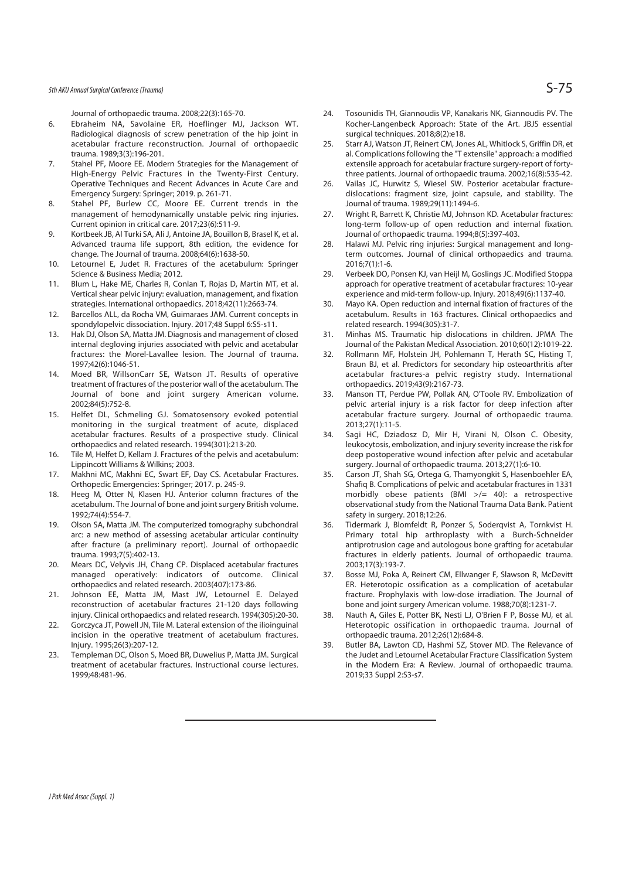Journal of orthopaedic trauma. 2008;22(3):165-70.

6. Ebraheim NA, Savolaine ER, Hoeflinger MJ, Jackson WT. Radiological diagnosis of screw penetration of the hip joint in acetabular fracture reconstruction. Journal of orthopaedic trauma. 1989;3(3):196-201.
7. Stahel PF, Moore EE. Modern Strategies for the Management of High-Energy Pelvic Fractures in the Twenty-First Century. Operative Techniques and Recent Advances in Acute Care and Emergency Surgery: Springer; 2019. p. 261-71.
8. Stahel PF, Burlew CC, Moore EE. Current trends in the management of hemodynamically unstable pelvic ring injuries. Current opinion in critical care. 2017;23(6):511-9.
9. Kortbeek JB, Al Turki SA, Ali J, Antoine JA, Bouillon B, Brasel K, et al. Advanced trauma life support, 8th edition, the evidence for change. The Journal of trauma. 2008;64(6):1638-50.
10. Letournel E, Judet R. Fractures of the acetabulum: Springer Science & Business Media; 2012.
11. Blum L, Hake ME, Charles R, Conlan T, Rojas D, Martin MT, et al. Vertical shear pelvic injury: evaluation, management, and fixation strategies. International orthopaedics. 2018;42(11):2663-74.
12. Barcellos ALL, da Rocha VM, Guimaraes JAM. Current concepts in spondylopelvic dissociation. Injury. 2017;48 Suppl 6:S5-s11.
13. Hak DJ, Olson SA, Matta JM. Diagnosis and management of closed internal degloving injuries associated with pelvic and acetabular fractures: the Morel-Lavallee lesion. The Journal of trauma. 1997;42(6):1046-51.
14. Moed BR, WillsonCarr SE, Watson JT. Results of operative treatment of fractures of the posterior wall of the acetabulum. The Journal of bone and joint surgery American volume. 2002;84(5):752-8.
15. Helfet DL, Schmeling GJ. Somatosensory evoked potential monitoring in the surgical treatment of acute, displaced acetabular fractures. Results of a prospective study. Clinical orthopaedics and related research. 1994(301):213-20.
16. Tile M, Helfet D, Kellam J. Fractures of the pelvis and acetabulum: Lippincott Williams & Wilkins; 2003.
17. Makhni MC, Makhni EC, Swart EF, Day CS. Acetabular Fractures. Orthopedic Emergencies: Springer; 2017. p. 245-9.
18. Heeg M, Otter N, Klasen HJ. Anterior column fractures of the acetabulum. The Journal of bone and joint surgery British volume. 1992;74(4):554-7.
19. Olson SA, Matta JM. The computerized tomography subchondral arc: a new method of assessing acetabular articular continuity after fracture (a preliminary report). Journal of orthopaedic trauma. 1993;7(5):402-13.
20. Mears DC, Velyvis JH, Chang CP. Displaced acetabular fractures managed operatively: indicators of outcome. Clinical orthopaedics and related research. 2003(407):173-86.
21. Johnson EE, Matta JM, Mast JW, Letournel E. Delayed reconstruction of acetabular fractures 21-120 days following injury. Clinical orthopaedics and related research. 1994(305):20-30.
22. Gorczyca JT, Powell JN, Tile M. Lateral extension of the ilioinguinal incision in the operative treatment of acetabulum fractures. Injury. 1995;26(3):207-12.
23. Templeman DC, Olson S, Moed BR, Duwelius P, Matta JM. Surgical treatment of acetabular fractures. Instructional course lectures. 1999;48:481-96.
24. Tosounidis TH, Giannoudis VP, Kanakaris NK, Giannoudis PV. The Kocher-Langenbeck Approach: State of the Art. JBJS essential surgical techniques. 2018;8(2):e18.
25. Starr AJ, Watson JT, Reinert CM, Jones AL, Whitlock S, Griffin DR, et al. Complications following the "T extensile" approach: a modified extensile approach for acetabular fracture surgery-report of forty-three patients. Journal of orthopaedic trauma. 2002;16(8):535-42.
26. Vailas JC, Hurwitz S, Wiesel SW. Posterior acetabular fracture-dislocations: fragment size, joint capsule, and stability. The Journal of trauma. 1989;29(11):1494-6.
27. Wright R, Barrett K, Christie MJ, Johnson KD. Acetabular fractures: long-term follow-up of open reduction and internal fixation. Journal of orthopaedic trauma. 1994;8(5):397-403.
28. Halawi MJ. Pelvic ring injuries: Surgical management and long-term outcomes. Journal of clinical orthopaedics and trauma. 2016;7(1):1-6.
29. Verbeek DO, Ponsen KJ, van Heijl M, Goslings JC. Modified Stoppa approach for operative treatment of acetabular fractures: 10-year experience and mid-term follow-up. Injury. 2018;49(6):1137-40.
30. Mayo KA. Open reduction and internal fixation of fractures of the acetabulum. Results in 163 fractures. Clinical orthopaedics and related research. 1994(305):31-7.
31. Minhas MS. Traumatic hip dislocations in children. JPMA The Journal of the Pakistan Medical Association. 2010;60(12):1019-22.
32. Rollmann MF, Holstein JH, Pohlemann T, Herath SC, Histing T, Braun BJ, et al. Predictors for secondary hip osteoarthritis after acetabular fractures-a pelvic registry study. International orthopaedics. 2019;43(9):2167-73.
33. Manson TT, Perdue PW, Pollak AN, O'Toole RV. Embolization of pelvic arterial injury is a risk factor for deep infection after acetabular fracture surgery. Journal of orthopaedic trauma. 2013;27(1):11-5.
34. Sagi HC, Dziadosz D, Mir H, Virani N, Olson C. Obesity, leukocytosis, embolization, and injury severity increase the risk for deep postoperative wound infection after pelvic and acetabular surgery. Journal of orthopaedic trauma. 2013;27(1):6-10.
35. Carson JT, Shah SG, Ortega G, Thamyongkit S, Hasenboehler EA, Shafiq B. Complications of pelvic and acetabular fractures in 1331 morbidly obese patients (BMI >/= 40): a retrospective observational study from the National Trauma Data Bank. Patient safety in surgery. 2018;12:26.
36. Tidermark J, Blomfeldt R, Ponzer S, Soderqvist A, Tornkvist H. Primary total hip arthroplasty with a Burch-Schneider antiprotrusion cage and autologous bone grafting for acetabular fractures in elderly patients. Journal of orthopaedic trauma. 2003;17(3):193-7.
37. Bosse MJ, Poka A, Reinert CM, Ellwanger F, Slawson R, McDevitt ER. Heterotopic ossification as a complication of acetabular fracture. Prophylaxis with low-dose irradiation. The Journal of bone and joint surgery American volume. 1988;70(8):1231-7.
38. Nauth A, Giles E, Potter BK, Nesti LJ, O'Brien F P, Bosse MJ, et al. Heterotopic ossification in orthopaedic trauma. Journal of orthopaedic trauma. 2012;26(12):684-8.
39. Butler BA, Lawton CD, Hashmi SZ, Stover MD. The Relevance of the Judet and Letournel Acetabular Fracture Classification System in the Modern Era: A Review. Journal of orthopaedic trauma. 2019;33 Suppl 2:S3-s7.